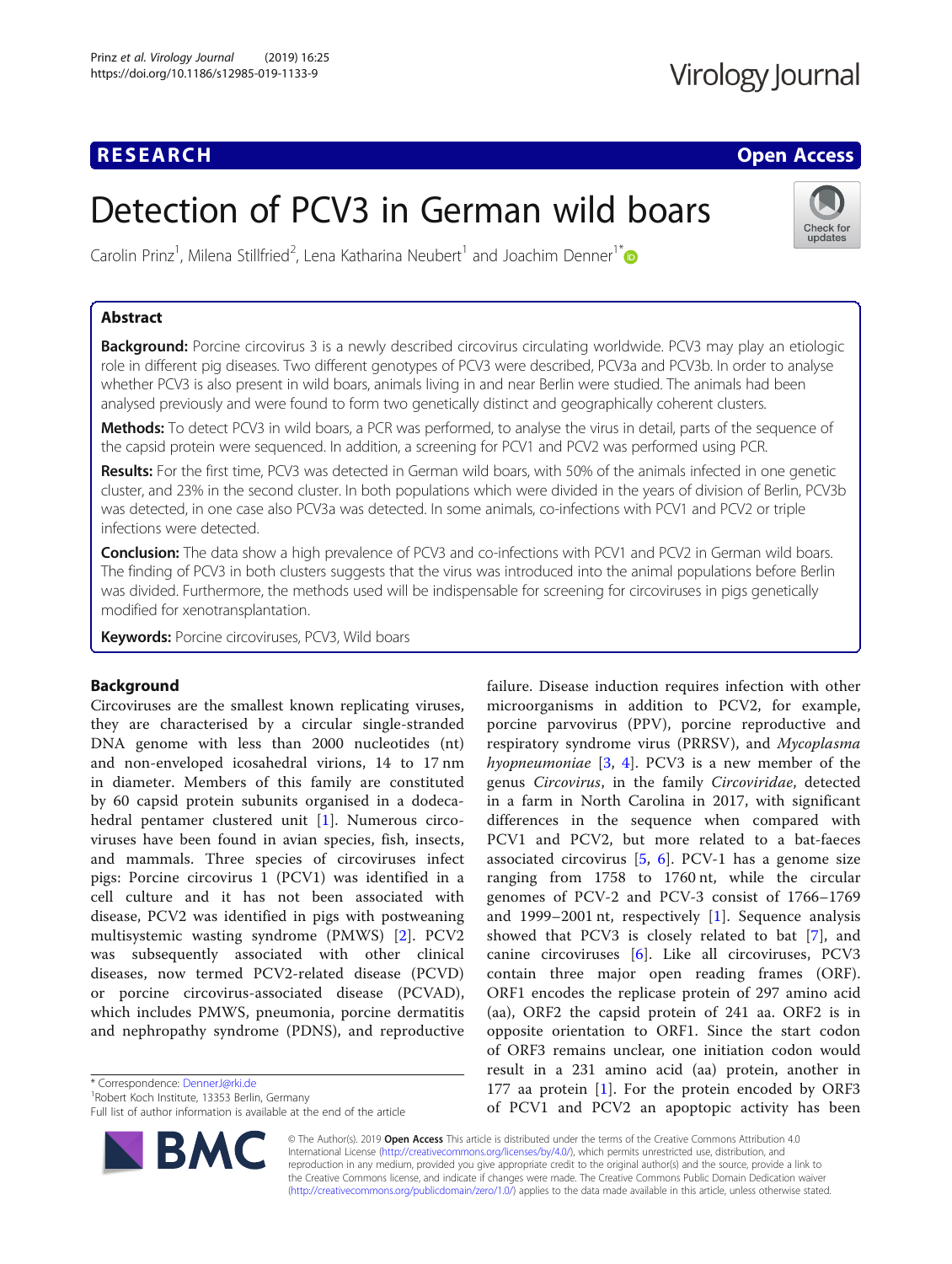# Detection of PCV3 in German wild boars

Carolin Prinz[1], Milena Stillfried[2], Lena Katharina Neubert[1] and Joachim Denner[1*]

## Abstract

**Background:** Porcine circovirus 3 is a newly described circovirus circulating worldwide. PCV3 may play an etiologic role in different pig diseases. Two different genotypes of PCV3 were described, PCV3a and PCV3b. In order to analyse whether PCV3 is also present in wild boars, animals living in and near Berlin were studied. The animals had been analysed previously and were found to form two genetically distinct and geographically coherent clusters.

**Methods:** To detect PCV3 in wild boars, a PCR was performed, to analyse the virus in detail, parts of the sequence of the capsid protein were sequenced. In addition, a screening for PCV1 and PCV2 was performed using PCR.

**Results:** For the first time, PCV3 was detected in German wild boars, with 50% of the animals infected in one genetic cluster, and 23% in the second cluster. In both populations which were divided in the years of division of Berlin, PCV3b was detected, in one case also PCV3a was detected. In some animals, co-infections with PCV1 and PCV2 or triple infections were detected.

**Conclusion:** The data show a high prevalence of PCV3 and co-infections with PCV1 and PCV2 in German wild boars. The finding of PCV3 in both clusters suggests that the virus was introduced into the animal populations before Berlin was divided. Furthermore, the methods used will be indispensable for screening for circoviruses in pigs genetically modified for xenotransplantation.

**Keywords:** Porcine circoviruses, PCV3, Wild boars

## Background

Circoviruses are the smallest known replicating viruses, they are characterised by a circular single-stranded DNA genome with less than 2000 nucleotides (nt) and non-enveloped icosahedral virions, 14 to 17 nm in diameter. Members of this family are constituted by 60 capsid protein subunits organised in a dodecahedral pentamer clustered unit [1]. Numerous circoviruses have been found in avian species, fish, insects, and mammals. Three species of circoviruses infect pigs: Porcine circovirus 1 (PCV1) was identified in a cell culture and it has not been associated with disease, PCV2 was identified in pigs with postweaning multisystemic wasting syndrome (PMWS) [2]. PCV2 was subsequently associated with other clinical diseases, now termed PCV2-related disease (PCVD) or porcine circovirus-associated disease (PCVAD), which includes PMWS, pneumonia, porcine dermatitis and nephropathy syndrome (PDNS), and reproductive failure. Disease induction requires infection with other microorganisms in addition to PCV2, for example, porcine parvovirus (PPV), porcine reproductive and respiratory syndrome virus (PRRSV), and *Mycoplasma hyopneumoniae* [3, 4]. PCV3 is a new member of the genus *Circovirus*, in the family *Circoviridae*, detected in a farm in North Carolina in 2017, with significant differences in the sequence when compared with PCV1 and PCV2, but more related to a bat-faeces associated circovirus [5, 6]. PCV-1 has a genome size ranging from 1758 to 1760 nt, while the circular genomes of PCV-2 and PCV-3 consist of 1766–1769 and 1999–2001 nt, respectively [1]. Sequence analysis showed that PCV3 is closely related to bat [7], and canine circoviruses [6]. Like all circoviruses, PCV3 contain three major open reading frames (ORF). ORF1 encodes the replicase protein of 297 amino acid (aa), ORF2 the capsid protein of 241 aa. ORF2 is in opposite orientation to ORF1. Since the start codon of ORF3 remains unclear, one initiation codon would result in a 231 amino acid (aa) protein, another in 177 aa protein [1]. For the protein encoded by ORF3 of PCV1 and PCV2 an apoptopic activity has been

* Correspondence: DennerJ@rki.de
[1]Robert Koch Institute, 13353 Berlin, Germany
Full list of author information is available at the end of the article

© The Author(s). 2019 **Open Access** This article is distributed under the terms of the Creative Commons Attribution 4.0 International License (http://creativecommons.org/licenses/by/4.0/), which permits unrestricted use, distribution, and reproduction in any medium, provided you give appropriate credit to the original author(s) and the source, provide a link to the Creative Commons license, and indicate if changes were made. The Creative Commons Public Domain Dedication waiver (http://creativecommons.org/publicdomain/zero/1.0/) applies to the data made available in this article, unless otherwise stated.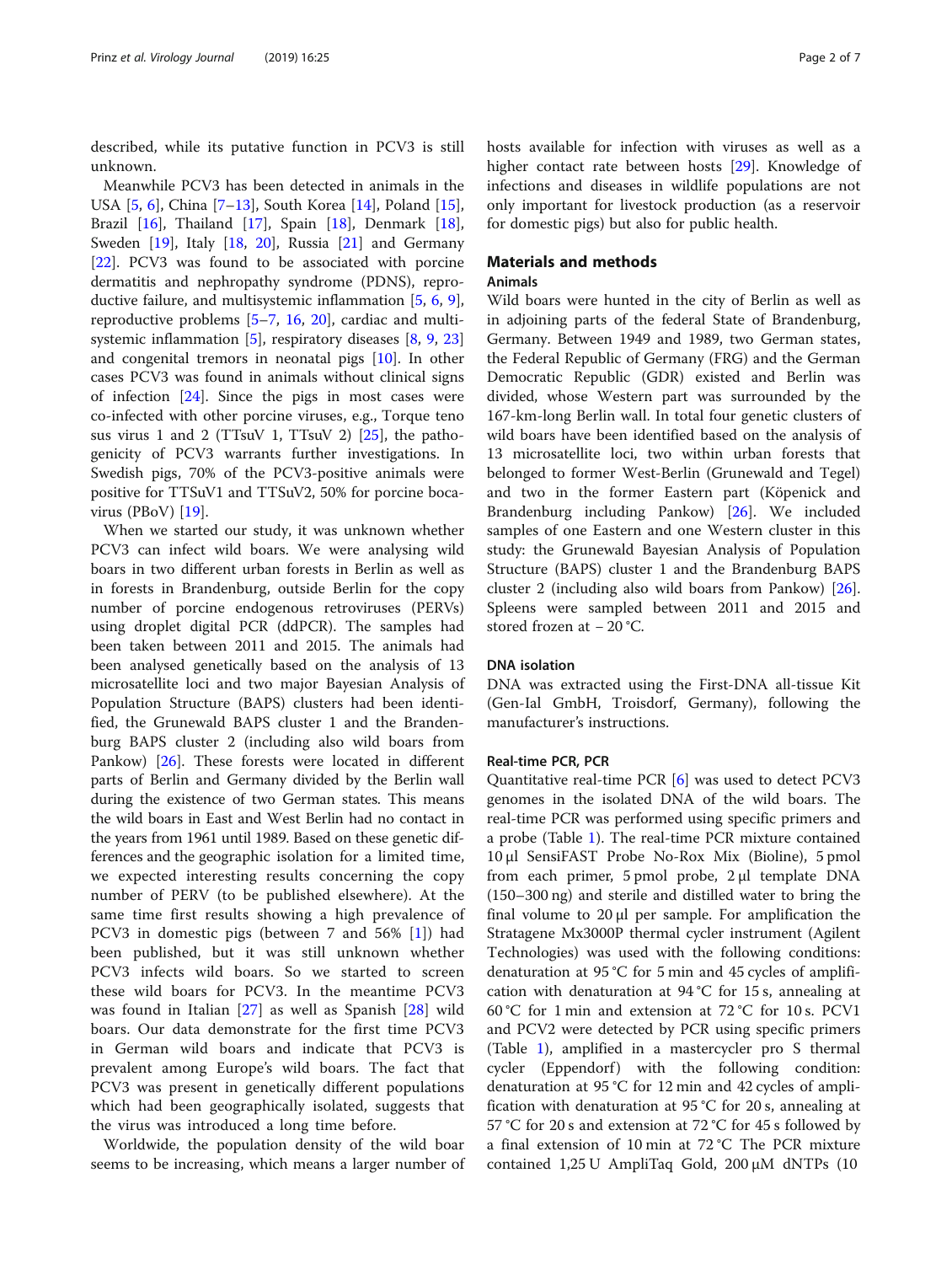described, while its putative function in PCV3 is still unknown.

Meanwhile PCV3 has been detected in animals in the USA [5, 6], China [7–13], South Korea [14], Poland [15], Brazil [16], Thailand [17], Spain [18], Denmark [18], Sweden [19], Italy [18, 20], Russia [21] and Germany [22]. PCV3 was found to be associated with porcine dermatitis and nephropathy syndrome (PDNS), reproductive failure, and multisystemic inflammation [5, 6, 9], reproductive problems [5–7, 16, 20], cardiac and multisystemic inflammation [5], respiratory diseases [8, 9, 23] and congenital tremors in neonatal pigs [10]. In other cases PCV3 was found in animals without clinical signs of infection [24]. Since the pigs in most cases were co-infected with other porcine viruses, e.g., Torque teno sus virus 1 and 2 (TTsuV 1, TTsuV 2) [25], the pathogenicity of PCV3 warrants further investigations. In Swedish pigs, 70% of the PCV3-positive animals were positive for TTSuV1 and TTSuV2, 50% for porcine bocavirus (PBoV) [19].

When we started our study, it was unknown whether PCV3 can infect wild boars. We were analysing wild boars in two different urban forests in Berlin as well as in forests in Brandenburg, outside Berlin for the copy number of porcine endogenous retroviruses (PERVs) using droplet digital PCR (ddPCR). The samples had been taken between 2011 and 2015. The animals had been analysed genetically based on the analysis of 13 microsatellite loci and two major Bayesian Analysis of Population Structure (BAPS) clusters had been identified, the Grunewald BAPS cluster 1 and the Brandenburg BAPS cluster 2 (including also wild boars from Pankow) [26]. These forests were located in different parts of Berlin and Germany divided by the Berlin wall during the existence of two German states. This means the wild boars in East and West Berlin had no contact in the years from 1961 until 1989. Based on these genetic differences and the geographic isolation for a limited time, we expected interesting results concerning the copy number of PERV (to be published elsewhere). At the same time first results showing a high prevalence of PCV3 in domestic pigs (between 7 and 56% [1]) had been published, but it was still unknown whether PCV3 infects wild boars. So we started to screen these wild boars for PCV3. In the meantime PCV3 was found in Italian [27] as well as Spanish [28] wild boars. Our data demonstrate for the first time PCV3 in German wild boars and indicate that PCV3 is prevalent among Europe's wild boars. The fact that PCV3 was present in genetically different populations which had been geographically isolated, suggests that the virus was introduced a long time before.

Worldwide, the population density of the wild boar seems to be increasing, which means a larger number of hosts available for infection with viruses as well as a higher contact rate between hosts [29]. Knowledge of infections and diseases in wildlife populations are not only important for livestock production (as a reservoir for domestic pigs) but also for public health.

## Materials and methods

### Animals

Wild boars were hunted in the city of Berlin as well as in adjoining parts of the federal State of Brandenburg, Germany. Between 1949 and 1989, two German states, the Federal Republic of Germany (FRG) and the German Democratic Republic (GDR) existed and Berlin was divided, whose Western part was surrounded by the 167-km-long Berlin wall. In total four genetic clusters of wild boars have been identified based on the analysis of 13 microsatellite loci, two within urban forests that belonged to former West-Berlin (Grunewald and Tegel) and two in the former Eastern part (Köpenick and Brandenburg including Pankow) [26]. We included samples of one Eastern and one Western cluster in this study: the Grunewald Bayesian Analysis of Population Structure (BAPS) cluster 1 and the Brandenburg BAPS cluster 2 (including also wild boars from Pankow) [26]. Spleens were sampled between 2011 and 2015 and stored frozen at − 20 °C.

### DNA isolation

DNA was extracted using the First-DNA all-tissue Kit (Gen-Ial GmbH, Troisdorf, Germany), following the manufacturer's instructions.

### Real-time PCR, PCR

Quantitative real-time PCR [6] was used to detect PCV3 genomes in the isolated DNA of the wild boars. The real-time PCR was performed using specific primers and a probe (Table 1). The real-time PCR mixture contained 10 μl SensiFAST Probe No-Rox Mix (Bioline), 5 pmol from each primer, 5 pmol probe, 2 μl template DNA (150–300 ng) and sterile and distilled water to bring the final volume to 20 μl per sample. For amplification the Stratagene Mx3000P thermal cycler instrument (Agilent Technologies) was used with the following conditions: denaturation at 95 °C for 5 min and 45 cycles of amplification with denaturation at 94 °C for 15 s, annealing at 60 °C for 1 min and extension at 72 °C for 10 s. PCV1 and PCV2 were detected by PCR using specific primers (Table 1), amplified in a mastercycler pro S thermal cycler (Eppendorf) with the following condition: denaturation at 95 °C for 12 min and 42 cycles of amplification with denaturation at 95 °C for 20 s, annealing at 57 °C for 20 s and extension at 72 °C for 45 s followed by a final extension of 10 min at 72 °C The PCR mixture contained 1,25 U AmpliTaq Gold, 200 μM dNTPs (10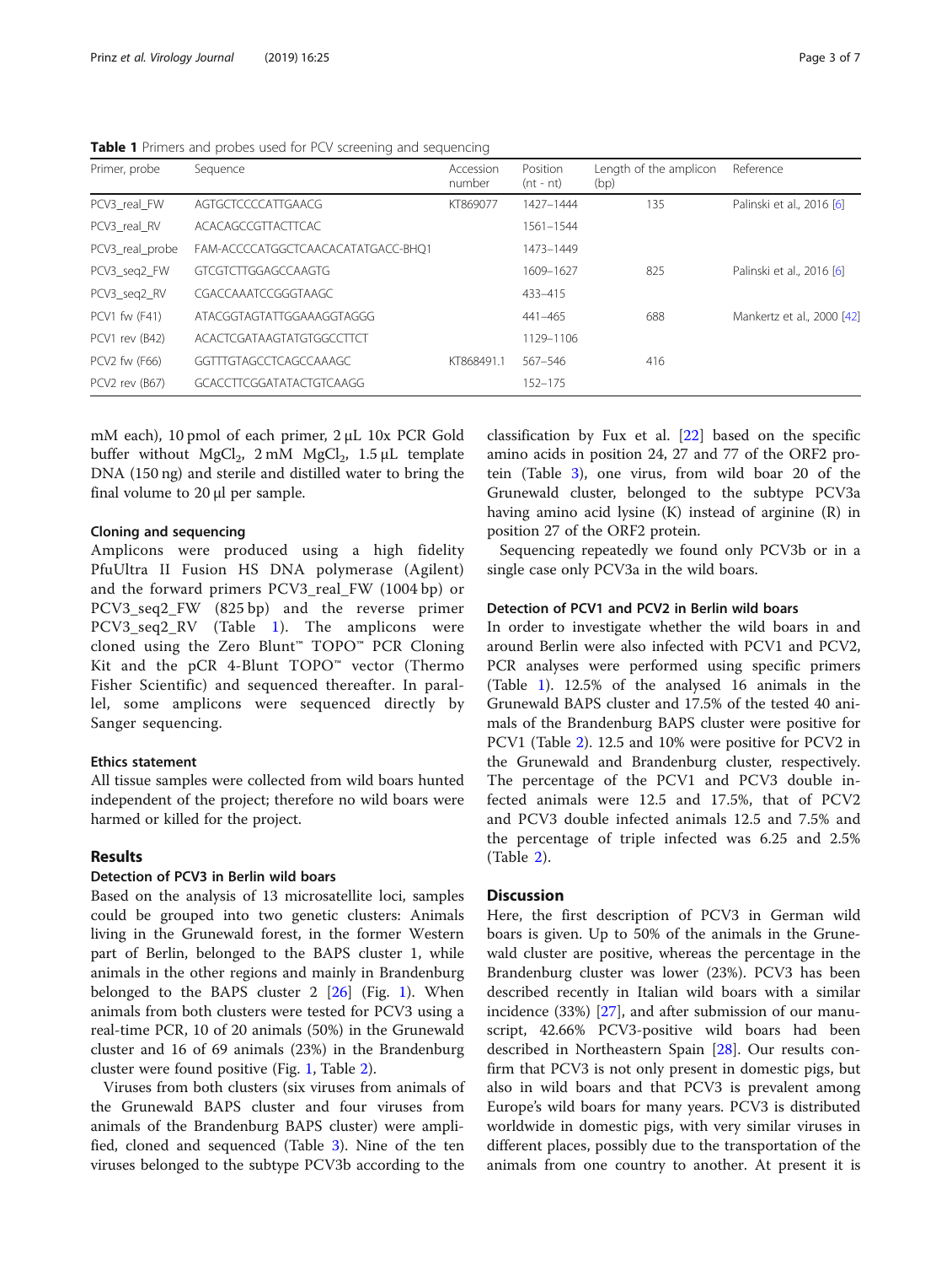**Table 1** Primers and probes used for PCV screening and sequencing

| Primer, probe | Sequence | Accession number | Position (nt - nt) | Length of the amplicon (bp) | Reference |
|---|---|---|---|---|---|
| PCV3_real_FW | AGTGCTCCCCATTGAACG | KT869077 | 1427–1444 | 135 | Palinski et al., 2016 [6] |
| PCV3_real_RV | ACACAGCCGTTACTTCAC | | 1561–1544 | | |
| PCV3_real_probe | FAM-ACCCCATGGCTCAACACATATGACC-BHQ1 | | 1473–1449 | | |
| PCV3_seq2_FW | GTCGTCTTGGAGCCAAGTG | | 1609–1627 | 825 | Palinski et al., 2016 [6] |
| PCV3_seq2_RV | CGACCAAATCCGGGTAAGC | | 433–415 | | |
| PCV1 fw (F41) | ATACGGTAGTATTGGAAAGGTAGGG | | 441–465 | 688 | Mankertz et al., 2000 [42] |
| PCV1 rev (B42) | ACACTCGATAAGTATGTGGCCTTCT | | 1129–1106 | | |
| PCV2 fw (F66) | GGTTTGTAGCCTCAGCCAAAGC | KT868491.1 | 567–546 | 416 | |
| PCV2 rev (B67) | GCACCTTCGGATATACTGTCAAGG | | 152–175 | | |

mM each), 10 pmol of each primer, 2 µL 10x PCR Gold buffer without $MgCl_2$, 2 mM $MgCl_2$, 1.5 µL template DNA (150 ng) and sterile and distilled water to bring the final volume to 20 µl per sample.

#### Cloning and sequencing

Amplicons were produced using a high fidelity PfuUltra II Fusion HS DNA polymerase (Agilent) and the forward primers PCV3_real_FW (1004 bp) or PCV3_seq2_FW (825 bp) and the reverse primer PCV3_seq2_RV (Table 1). The amplicons were cloned using the Zero Blunt™ TOPO™ PCR Cloning Kit and the pCR 4-Blunt TOPO™ vector (Thermo Fisher Scientific) and sequenced thereafter. In parallel, some amplicons were sequenced directly by Sanger sequencing.

#### Ethics statement

All tissue samples were collected from wild boars hunted independent of the project; therefore no wild boars were harmed or killed for the project.

## Results

#### Detection of PCV3 in Berlin wild boars

Based on the analysis of 13 microsatellite loci, samples could be grouped into two genetic clusters: Animals living in the Grunewald forest, in the former Western part of Berlin, belonged to the BAPS cluster 1, while animals in the other regions and mainly in Brandenburg belonged to the BAPS cluster 2 [26] (Fig. 1). When animals from both clusters were tested for PCV3 using a real-time PCR, 10 of 20 animals (50%) in the Grunewald cluster and 16 of 69 animals (23%) in the Brandenburg cluster were found positive (Fig. 1, Table 2).

Viruses from both clusters (six viruses from animals of the Grunewald BAPS cluster and four viruses from animals of the Brandenburg BAPS cluster) were amplified, cloned and sequenced (Table 3). Nine of the ten viruses belonged to the subtype PCV3b according to the classification by Fux et al. [22] based on the specific amino acids in position 24, 27 and 77 of the ORF2 protein (Table 3), one virus, from wild boar 20 of the Grunewald cluster, belonged to the subtype PCV3a having amino acid lysine (K) instead of arginine (R) in position 27 of the ORF2 protein.

Sequencing repeatedly we found only PCV3b or in a single case only PCV3a in the wild boars.

#### Detection of PCV1 and PCV2 in Berlin wild boars

In order to investigate whether the wild boars in and around Berlin were also infected with PCV1 and PCV2, PCR analyses were performed using specific primers (Table 1). 12.5% of the analysed 16 animals in the Grunewald BAPS cluster and 17.5% of the tested 40 animals of the Brandenburg BAPS cluster were positive for PCV1 (Table 2). 12.5 and 10% were positive for PCV2 in the Grunewald and Brandenburg cluster, respectively. The percentage of the PCV1 and PCV3 double infected animals were 12.5 and 17.5%, that of PCV2 and PCV3 double infected animals 12.5 and 7.5% and the percentage of triple infected was 6.25 and 2.5% (Table 2).

## Discussion

Here, the first description of PCV3 in German wild boars is given. Up to 50% of the animals in the Grunewald cluster are positive, whereas the percentage in the Brandenburg cluster was lower (23%). PCV3 has been described recently in Italian wild boars with a similar incidence (33%) [27], and after submission of our manuscript, 42.66% PCV3-positive wild boars had been described in Northeastern Spain [28]. Our results confirm that PCV3 is not only present in domestic pigs, but also in wild boars and that PCV3 is prevalent among Europe's wild boars for many years. PCV3 is distributed worldwide in domestic pigs, with very similar viruses in different places, possibly due to the transportation of the animals from one country to another. At present it is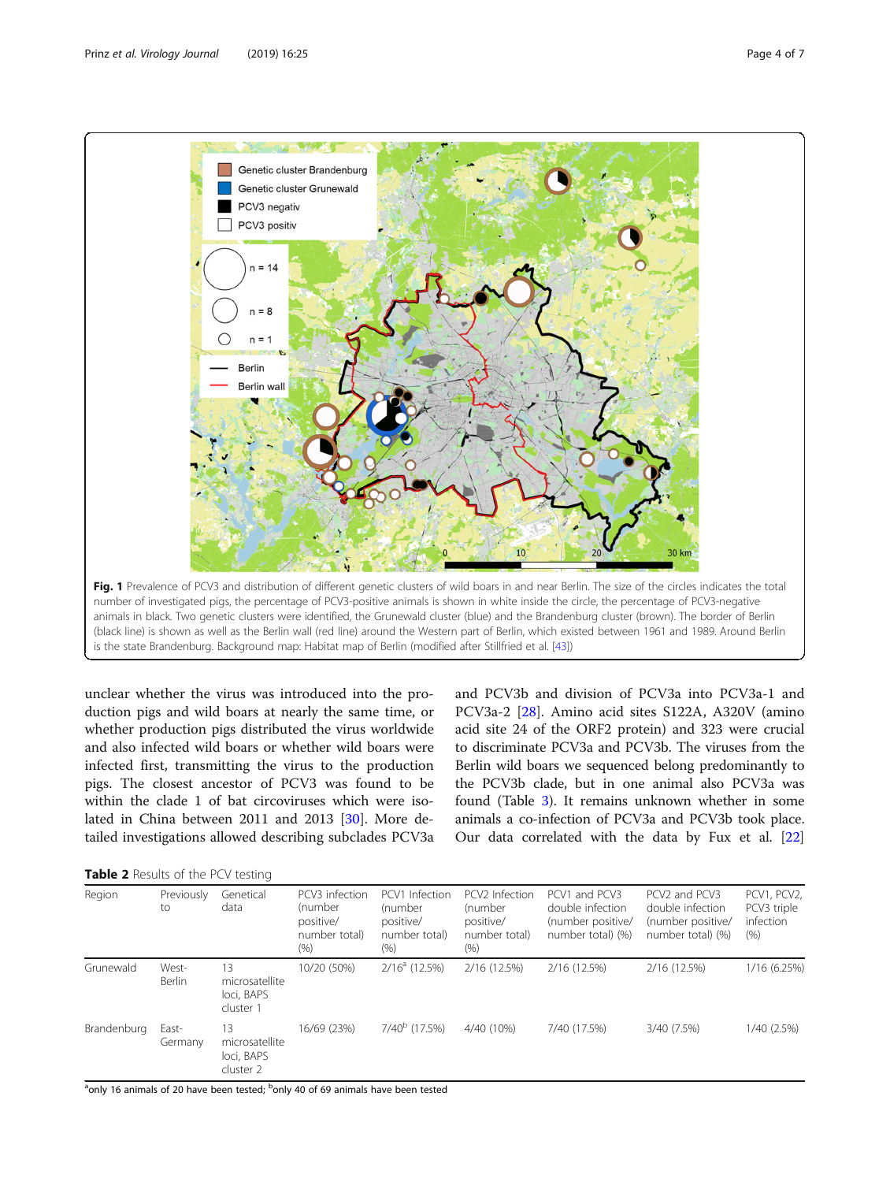Fig. 1 Prevalence of PCV3 and distribution of different genetic clusters of wild boars in and near Berlin. The size of the circles indicates the total number of investigated pigs, the percentage of PCV3-positive animals is shown in white inside the circle, the percentage of PCV3-negative animals in black. Two genetic clusters were identified, the Grunewald cluster (blue) and the Brandenburg cluster (brown). The border of Berlin (black line) is shown as well as the Berlin wall (red line) around the Western part of Berlin, which existed between 1961 and 1989. Around Berlin is the state Brandenburg. Background map: Habitat map of Berlin (modified after Stillfried et al. [43])

unclear whether the virus was introduced into the production pigs and wild boars at nearly the same time, or whether production pigs distributed the virus worldwide and also infected wild boars or whether wild boars were infected first, transmitting the virus to the production pigs. The closest ancestor of PCV3 was found to be within the clade 1 of bat circoviruses which were isolated in China between 2011 and 2013 [30]. More detailed investigations allowed describing subclades PCV3a and PCV3b and division of PCV3a into PCV3a-1 and PCV3a-2 [28]. Amino acid sites S122A, A320V (amino acid site 24 of the ORF2 protein) and 323 were crucial to discriminate PCV3a and PCV3b. The viruses from the Berlin wild boars we sequenced belong predominantly to the PCV3b clade, but in one animal also PCV3a was found (Table 3). It remains unknown whether in some animals a co-infection of PCV3a and PCV3b took place. Our data correlated with the data by Fux et al. [22]

**Table 2** Results of the PCV testing

| Region | Previously to | Genetical data | PCV3 infection (number positive/ number total) (%) | PCV1 Infection (number positive/ number total) (%) | PCV2 Infection (number positive/ number total) (%) | PCV1 and PCV3 double infection (number positive/ number total) (%) | PCV2 and PCV3 double infection (number positive/ number total) (%) | PCV1, PCV2, PCV3 triple infection (%) |
|---|---|---|---|---|---|---|---|---|
| Grunewald | West-Berlin | 13 microsatellite loci, BAPS cluster 1 | 10/20 (50%) | 2/16[a] (12.5%) | 2/16 (12.5%) | 2/16 (12.5%) | 2/16 (12.5%) | 1/16 (6.25%) |
| Brandenburg | East-Germany | 13 microsatellite loci, BAPS cluster 2 | 16/69 (23%) | 7/40[b] (17.5%) | 4/40 (10%) | 7/40 (17.5%) | 3/40 (7.5%) | 1/40 (2.5%) |

[a]only 16 animals of 20 have been tested; [b]only 40 of 69 animals have been tested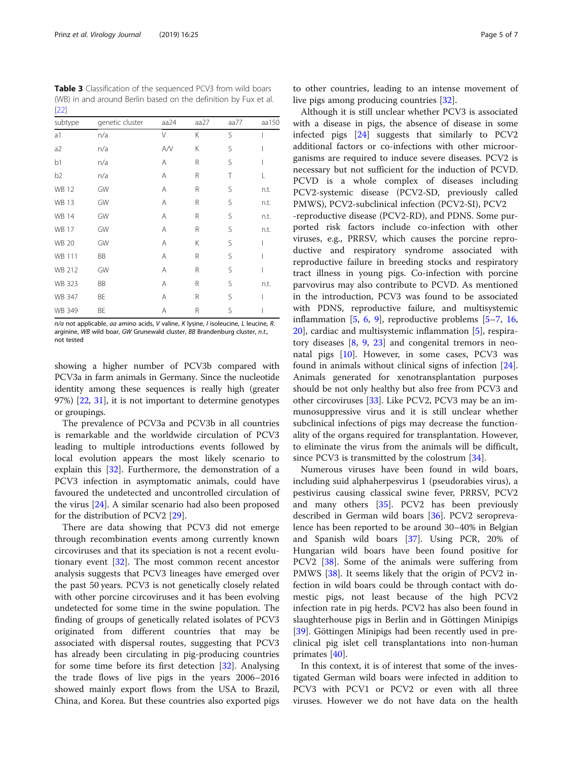**Table 3** Classification of the sequenced PCV3 from wild boars (WB) in and around Berlin based on the definition by Fux et al. [22]

| subtype | genetic cluster | aa24 | aa27 | aa77 | aa150 |
|---|---|---|---|---|---|
| a1 | n/a | V | K | S | I |
| a2 | n/a | A/V | K | S | I |
| b1 | n/a | A | R | S | I |
| b2 | n/a | A | R | T | L |
| WB 12 | GW | A | R | S | n.t. |
| WB 13 | GW | A | R | S | n.t. |
| WB 14 | GW | A | R | S | n.t. |
| WB 17 | GW | A | R | S | n.t. |
| WB 20 | GW | A | K | S | I |
| WB 111 | BB | A | R | S | I |
| WB 212 | GW | A | R | S | I |
| WB 323 | BB | A | R | S | n.t. |
| WB 347 | BE | A | R | S | I |
| WB 349 | BE | A | R | S | I |

*n/a* not applicable, *aa* amino acids, *V* valine, *K* lysine, *I* isoleucine, *L* leucine, *R*. arginine, *WB* wild boar, *GW* Grunewald cluster, *BB* Brandenburg cluster, *n.t.*, not tested

showing a higher number of PCV3b compared with PCV3a in farm animals in Germany. Since the nucleotide identity among these sequences is really high (greater 97%) [22, 31], it is not important to determine genotypes or groupings.

The prevalence of PCV3a and PCV3b in all countries is remarkable and the worldwide circulation of PCV3 leading to multiple introductions events followed by local evolution appears the most likely scenario to explain this [32]. Furthermore, the demonstration of a PCV3 infection in asymptomatic animals, could have favoured the undetected and uncontrolled circulation of the virus [24]. A similar scenario had also been proposed for the distribution of PCV2 [29].

There are data showing that PCV3 did not emerge through recombination events among currently known circoviruses and that its speciation is not a recent evolutionary event [32]. The most common recent ancestor analysis suggests that PCV3 lineages have emerged over the past 50 years. PCV3 is not genetically closely related with other porcine circoviruses and it has been evolving undetected for some time in the swine population. The finding of groups of genetically related isolates of PCV3 originated from different countries that may be associated with dispersal routes, suggesting that PCV3 has already been circulating in pig-producing countries for some time before its first detection [32]. Analysing the trade flows of live pigs in the years 2006–2016 showed mainly export flows from the USA to Brazil, China, and Korea. But these countries also exported pigs to other countries, leading to an intense movement of live pigs among producing countries [32].

Although it is still unclear whether PCV3 is associated with a disease in pigs, the absence of disease in some infected pigs [24] suggests that similarly to PCV2 additional factors or co-infections with other microorganisms are required to induce severe diseases. PCV2 is necessary but not sufficient for the induction of PCVD. PCVD is a whole complex of diseases including PCV2-systemic disease (PCV2-SD, previously called PMWS), PCV2-subclinical infection (PCV2-SI), PCV2 -reproductive disease (PCV2-RD), and PDNS. Some purported risk factors include co-infection with other viruses, e.g., PRRSV, which causes the porcine reproductive and respiratory syndrome associated with reproductive failure in breeding stocks and respiratory tract illness in young pigs. Co-infection with porcine parvovirus may also contribute to PCVD. As mentioned in the introduction, PCV3 was found to be associated with PDNS, reproductive failure, and multisystemic inflammation [5, 6, 9], reproductive problems [5–7, 16, 20], cardiac and multisystemic inflammation [5], respiratory diseases [8, 9, 23] and congenital tremors in neonatal pigs [10]. However, in some cases, PCV3 was found in animals without clinical signs of infection [24]. Animals generated for xenotransplantation purposes should be not only healthy but also free from PCV3 and other circoviruses [33]. Like PCV2, PCV3 may be an immunosuppressive virus and it is still unclear whether subclinical infections of pigs may decrease the functionality of the organs required for transplantation. However, to eliminate the virus from the animals will be difficult, since PCV3 is transmitted by the colostrum [34].

Numerous viruses have been found in wild boars, including suid alphaherpesvirus 1 (pseudorabies virus), a pestivirus causing classical swine fever, PRRSV, PCV2 and many others [35]. PCV2 has been previously described in German wild boars [36]. PCV2 seroprevalence has been reported to be around 30–40% in Belgian and Spanish wild boars [37]. Using PCR, 20% of Hungarian wild boars have been found positive for PCV2 [38]. Some of the animals were suffering from PMWS [38]. It seems likely that the origin of PCV2 infection in wild boars could be through contact with domestic pigs, not least because of the high PCV2 infection rate in pig herds. PCV2 has also been found in slaughterhouse pigs in Berlin and in Göttingen Minipigs [39]. Göttingen Minipigs had been recently used in preclinical pig islet cell transplantations into non-human primates [40].

In this context, it is of interest that some of the investigated German wild boars were infected in addition to PCV3 with PCV1 or PCV2 or even with all three viruses. However we do not have data on the health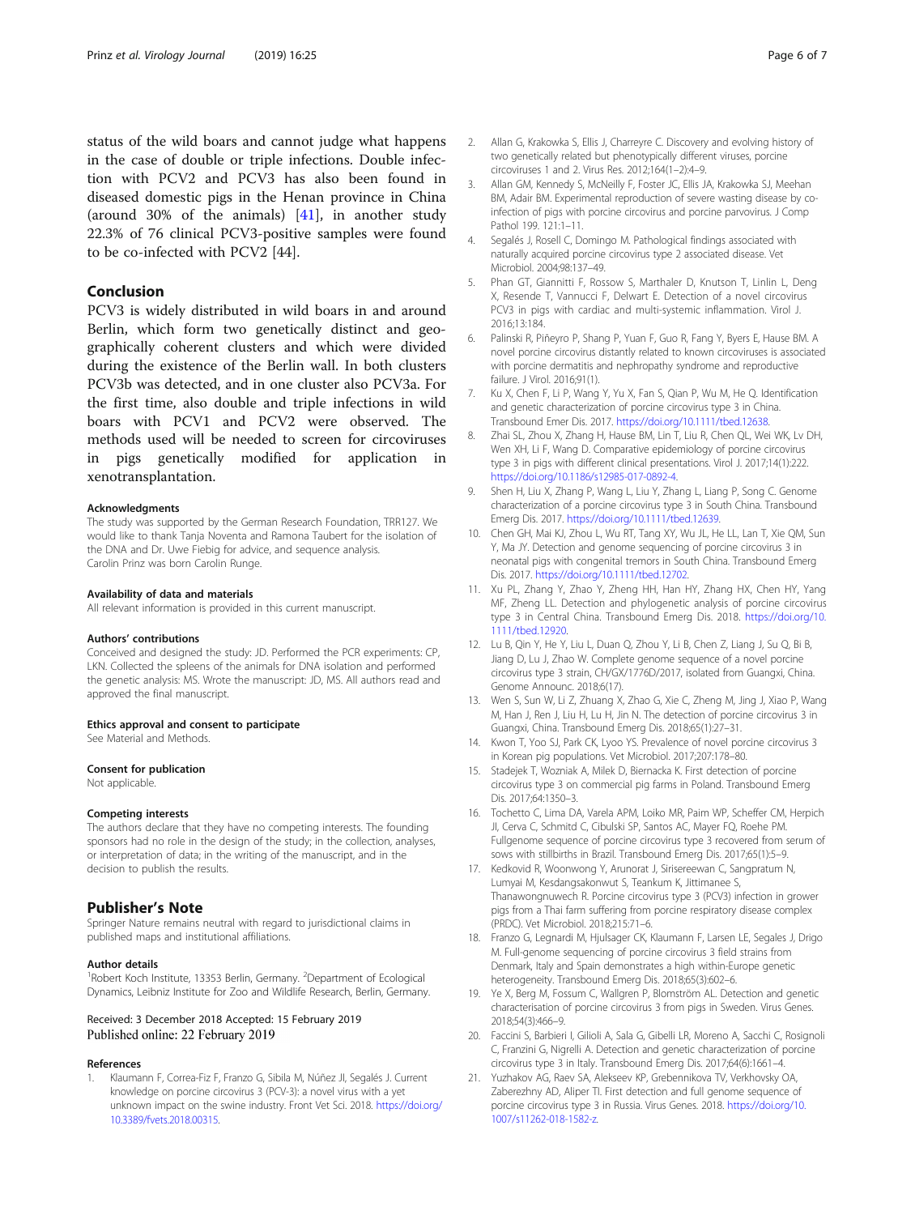status of the wild boars and cannot judge what happens in the case of double or triple infections. Double infection with PCV2 and PCV3 has also been found in diseased domestic pigs in the Henan province in China (around 30% of the animals) [41], in another study 22.3% of 76 clinical PCV3-positive samples were found to be co-infected with PCV2 [44].

## Conclusion

PCV3 is widely distributed in wild boars in and around Berlin, which form two genetically distinct and geographically coherent clusters and which were divided during the existence of the Berlin wall. In both clusters PCV3b was detected, and in one cluster also PCV3a. For the first time, also double and triple infections in wild boars with PCV1 and PCV2 were observed. The methods used will be needed to screen for circoviruses in pigs genetically modified for application in xenotransplantation.

### Acknowledgments

The study was supported by the German Research Foundation, TRR127. We would like to thank Tanja Noventa and Ramona Taubert for the isolation of the DNA and Dr. Uwe Fiebig for advice, and sequence analysis.
Carolin Prinz was born Carolin Runge.

### Availability of data and materials

All relevant information is provided in this current manuscript.

### Authors' contributions

Conceived and designed the study: JD. Performed the PCR experiments: CP, LKN. Collected the spleens of the animals for DNA isolation and performed the genetic analysis: MS. Wrote the manuscript: JD, MS. All authors read and approved the final manuscript.

### Ethics approval and consent to participate

See Material and Methods.

### Consent for publication

Not applicable.

### Competing interests

The authors declare that they have no competing interests. The founding sponsors had no role in the design of the study; in the collection, analyses, or interpretation of data; in the writing of the manuscript, and in the decision to publish the results.

## Publisher's Note

Springer Nature remains neutral with regard to jurisdictional claims in published maps and institutional affiliations.

### Author details

[1]Robert Koch Institute, 13353 Berlin, Germany. [2]Department of Ecological Dynamics, Leibniz Institute for Zoo and Wildlife Research, Berlin, Germany.

Received: 3 December 2018 Accepted: 15 February 2019
Published online: 22 February 2019

### References

1. Klaumann F, Correa-Fiz F, Franzo G, Sibila M, Núñez JI, Segalés J. Current knowledge on porcine circovirus 3 (PCV-3): a novel virus with a yet unknown impact on the swine industry. Front Vet Sci. 2018. https://doi.org/10.3389/fvets.2018.00315.
2. Allan G, Krakowka S, Ellis J, Charreyre C. Discovery and evolving history of two genetically related but phenotypically different viruses, porcine circoviruses 1 and 2. Virus Res. 2012;164(1–2):4–9.
3. Allan GM, Kennedy S, McNeilly F, Foster JC, Ellis JA, Krakowka SJ, Meehan BM, Adair BM. Experimental reproduction of severe wasting disease by co-infection of pigs with porcine circovirus and porcine parvovirus. J Comp Pathol 199. 121:1–11.
4. Segalés J, Rosell C, Domingo M. Pathological findings associated with naturally acquired porcine circovirus type 2 associated disease. Vet Microbiol. 2004;98:137–49.
5. Phan GT, Giannitti F, Rossow S, Marthaler D, Knutson T, Linlin L, Deng X, Resende T, Vannucci F, Delwart E. Detection of a novel circovirus PCV3 in pigs with cardiac and multi-systemic inflammation. Virol J. 2016;13:184.
6. Palinski R, Piñeyro P, Shang P, Yuan F, Guo R, Fang Y, Byers E, Hause BM. A novel porcine circovirus distantly related to known circoviruses is associated with porcine dermatitis and nephropathy syndrome and reproductive failure. J Virol. 2016;91(1).
7. Ku X, Chen F, Li P, Wang Y, Yu X, Fan S, Qian P, Wu M, He Q. Identification and genetic characterization of porcine circovirus type 3 in China. Transbound Emer Dis. 2017. https://doi.org/10.1111/tbed.12638.
8. Zhai SL, Zhou X, Zhang H, Hause BM, Lin T, Liu R, Chen QL, Wei WK, Lv DH, Wen XH, Li F, Wang D. Comparative epidemiology of porcine circovirus type 3 in pigs with different clinical presentations. Virol J. 2017;14(1):222. https://doi.org/10.1186/s12985-017-0892-4.
9. Shen H, Liu X, Zhang P, Wang L, Liu Y, Zhang L, Liang P, Song C. Genome characterization of a porcine circovirus type 3 in South China. Transbound Emerg Dis. 2017. https://doi.org/10.1111/tbed.12639.
10. Chen GH, Mai KJ, Zhou L, Wu RT, Tang XY, Wu JL, He LL, Lan T, Xie QM, Sun Y, Ma JY. Detection and genome sequencing of porcine circovirus 3 in neonatal pigs with congenital tremors in South China. Transbound Emerg Dis. 2017. https://doi.org/10.1111/tbed.12702.
11. Xu PL, Zhang Y, Zhao Y, Zheng HH, Han HY, Zhang HX, Chen HY, Yang MF, Zheng LL. Detection and phylogenetic analysis of porcine circovirus type 3 in Central China. Transbound Emerg Dis. 2018. https://doi.org/10.1111/tbed.12920.
12. Lu B, Qin Y, He Y, Liu L, Duan Q, Zhou Y, Li B, Chen Z, Liang J, Su Q, Bi B, Jiang D, Lu J, Zhao W. Complete genome sequence of a novel porcine circovirus type 3 strain, CH/GX/1776D/2017, isolated from Guangxi, China. Genome Announc. 2018;6(17).
13. Wen S, Sun W, Li Z, Zhuang X, Zhao G, Xie C, Zheng M, Jing J, Xiao P, Wang M, Han J, Ren J, Liu H, Lu H, Jin N. The detection of porcine circovirus 3 in Guangxi, China. Transbound Emerg Dis. 2018;65(1):27–31.
14. Kwon T, Yoo SJ, Park CK, Lyoo YS. Prevalence of novel porcine circovirus 3 in Korean pig populations. Vet Microbiol. 2017;207:178–80.
15. Stadejek T, Wozniak A, Milek D, Biernacka K. First detection of porcine circovirus type 3 on commercial pig farms in Poland. Transbound Emerg Dis. 2017;64:1350–3.
16. Tochetto C, Lima DA, Varela APM, Loiko MR, Paim WP, Scheffer CM, Herpich JI, Cerva C, Schmidt C, Cibulski SP, Santos AC, Mayer FQ, Roehe PM. Fullgenome sequence of porcine circovirus type 3 recovered from serum of sows with stillbirths in Brazil. Transbound Emerg Dis. 2017;65(1):5–9.
17. Kedkovid R, Woonwong Y, Arunorat J, Sirisereewan C, Sangpratum N, Lumyai M, Kesdangsakonwut S, Teankum K, Jittimanee S, Thanawongnuwech R. Porcine circovirus type 3 (PCV3) infection in grower pigs from a Thai farm suffering from porcine respiratory disease complex (PRDC). Vet Microbiol. 2018;215:71–6.
18. Franzo G, Legnardi M, Hjulsager CK, Klaumann F, Larsen LE, Segales J, Drigo M. Full-genome sequencing of porcine circovirus 3 field strains from Denmark, Italy and Spain demonstrates a high within-Europe genetic heterogeneity. Transbound Emerg Dis. 2018;65(3):602–6.
19. Ye X, Berg M, Fossum C, Wallgren P, Blomström AL. Detection and genetic characterisation of porcine circovirus 3 from pigs in Sweden. Virus Genes. 2018;54(3):466–9.
20. Faccini S, Barbieri I, Gilioli A, Sala G, Gibelli LR, Moreno A, Sacchi C, Rosignoli C, Franzini G, Nigrelli A. Detection and genetic characterization of porcine circovirus type 3 in Italy. Transbound Emerg Dis. 2017;64(6):1661–4.
21. Yuzhakov AG, Raev SA, Alekseev KP, Grebennikova TV, Verkhovsky OA, Zaberezhny AD, Aliper TI. First detection and full genome sequence of porcine circovirus type 3 in Russia. Virus Genes. 2018. https://doi.org/10.1007/s11262-018-1582-z.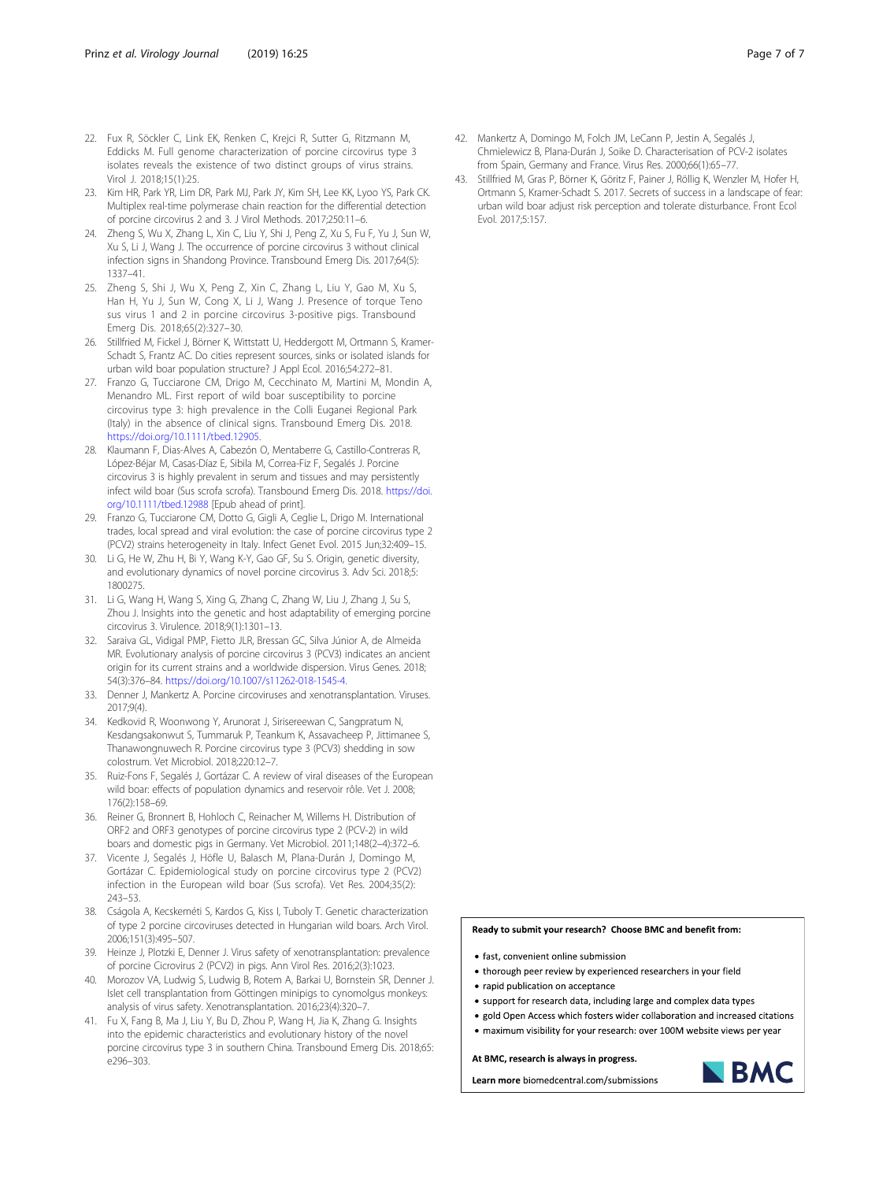22. Fux R, Söckler C, Link EK, Renken C, Krejci R, Sutter G, Ritzmann M, Eddicks M. Full genome characterization of porcine circovirus type 3 isolates reveals the existence of two distinct groups of virus strains. Virol J. 2018;15(1):25.
23. Kim HR, Park YR, Lim DR, Park MJ, Park JY, Kim SH, Lee KK, Lyoo YS, Park CK. Multiplex real-time polymerase chain reaction for the differential detection of porcine circovirus 2 and 3. J Virol Methods. 2017;250:11–6.
24. Zheng S, Wu X, Zhang L, Xin C, Liu Y, Shi J, Peng Z, Xu S, Fu F, Yu J, Sun W, Xu S, Li J, Wang J. The occurrence of porcine circovirus 3 without clinical infection signs in Shandong Province. Transbound Emerg Dis. 2017;64(5): 1337–41.
25. Zheng S, Shi J, Wu X, Peng Z, Xin C, Zhang L, Liu Y, Gao M, Xu S, Han H, Yu J, Sun W, Cong X, Li J, Wang J. Presence of torque Teno sus virus 1 and 2 in porcine circovirus 3-positive pigs. Transbound Emerg Dis. 2018;65(2):327–30.
26. Stillfried M, Fickel J, Börner K, Wittstatt U, Heddergott M, Ortmann S, Kramer-Schadt S, Frantz AC. Do cities represent sources, sinks or isolated islands for urban wild boar population structure? J Appl Ecol. 2016;54:272–81.
27. Franzo G, Tucciarone CM, Drigo M, Cecchinato M, Martini M, Mondin A, Menandro ML. First report of wild boar susceptibility to porcine circovirus type 3: high prevalence in the Colli Euganei Regional Park (Italy) in the absence of clinical signs. Transbound Emerg Dis. 2018. https://doi.org/10.1111/tbed.12905.
28. Klaumann F, Dias-Alves A, Cabezón O, Mentaberre G, Castillo-Contreras R, López-Béjar M, Casas-Díaz E, Sibila M, Correa-Fiz F, Segalés J. Porcine circovirus 3 is highly prevalent in serum and tissues and may persistently infect wild boar (Sus scrofa scrofa). Transbound Emerg Dis. 2018. https://doi.org/10.1111/tbed.12988 [Epub ahead of print].
29. Franzo G, Tucciarone CM, Dotto G, Gigli A, Ceglie L, Drigo M. International trades, local spread and viral evolution: the case of porcine circovirus type 2 (PCV2) strains heterogeneity in Italy. Infect Genet Evol. 2015 Jun;32:409–15.
30. Li G, He W, Zhu H, Bi Y, Wang K-Y, Gao GF, Su S. Origin, genetic diversity, and evolutionary dynamics of novel porcine circovirus 3. Adv Sci. 2018;5: 1800275.
31. Li G, Wang H, Wang S, Xing G, Zhang C, Zhang W, Liu J, Zhang J, Su S, Zhou J. Insights into the genetic and host adaptability of emerging porcine circovirus 3. Virulence. 2018;9(1):1301–13.
32. Saraiva GL, Vidigal PMP, Fietto JLR, Bressan GC, Silva Júnior A, de Almeida MR. Evolutionary analysis of porcine circovirus 3 (PCV3) indicates an ancient origin for its current strains and a worldwide dispersion. Virus Genes. 2018; 54(3):376–84. https://doi.org/10.1007/s11262-018-1545-4.
33. Denner J, Mankertz A. Porcine circoviruses and xenotransplantation. Viruses. 2017;9(4).
34. Kedkovid R, Woonwong Y, Arunorat J, Sirisereewan C, Sangpratum N, Kesdangsakonwut S, Tummaruk P, Teankum K, Assavacheep P, Jittimanee S, Thanawongnuwech R. Porcine circovirus type 3 (PCV3) shedding in sow colostrum. Vet Microbiol. 2018;220:12–7.
35. Ruiz-Fons F, Segalés J, Gortázar C. A review of viral diseases of the European wild boar: effects of population dynamics and reservoir rôle. Vet J. 2008; 176(2):158–69.
36. Reiner G, Bronnert B, Hohloch C, Reinacher M, Willems H. Distribution of ORF2 and ORF3 genotypes of porcine circovirus type 2 (PCV-2) in wild boars and domestic pigs in Germany. Vet Microbiol. 2011;148(2–4):372–6.
37. Vicente J, Segalés J, Höfle U, Balasch M, Plana-Durán J, Domingo M, Gortázar C. Epidemiological study on porcine circovirus type 2 (PCV2) infection in the European wild boar (Sus scrofa). Vet Res. 2004;35(2): 243–53.
38. Cságola A, Kecskeméti S, Kardos G, Kiss I, Tuboly T. Genetic characterization of type 2 porcine circoviruses detected in Hungarian wild boars. Arch Virol. 2006;151(3):495–507.
39. Heinze J, Plotzki E, Denner J. Virus safety of xenotransplantation: prevalence of porcine Cicrovirus 2 (PCV2) in pigs. Ann Virol Res. 2016;2(3):1023.
40. Morozov VA, Ludwig S, Ludwig B, Rotem A, Barkai U, Bornstein SR, Denner J. Islet cell transplantation from Göttingen minipigs to cynomolgus monkeys: analysis of virus safety. Xenotransplantation. 2016;23(4):320–7.
41. Fu X, Fang B, Ma J, Liu Y, Bu D, Zhou P, Wang H, Jia K, Zhang G. Insights into the epidemic characteristics and evolutionary history of the novel porcine circovirus type 3 in southern China. Transbound Emerg Dis. 2018;65: e296–303.
42. Mankertz A, Domingo M, Folch JM, LeCann P, Jestin A, Segalés J, Chmielewicz B, Plana-Durán J, Soike D. Characterisation of PCV-2 isolates from Spain, Germany and France. Virus Res. 2000;66(1):65–77.
43. Stillfried M, Gras P, Börner K, Göritz F, Painer J, Röllig K, Wenzler M, Hofer H, Ortmann S, Kramer-Schadt S. 2017. Secrets of success in a landscape of fear: urban wild boar adjust risk perception and tolerate disturbance. Front Ecol Evol. 2017;5:157.

**Ready to submit your research? Choose BMC and benefit from:**

- fast, convenient online submission
- thorough peer review by experienced researchers in your field
- rapid publication on acceptance
- support for research data, including large and complex data types
- gold Open Access which fosters wider collaboration and increased citations
- maximum visibility for your research: over 100M website views per year

**At BMC, research is always in progress.**

**Learn more** biomedcentral.com/submissions

BMC